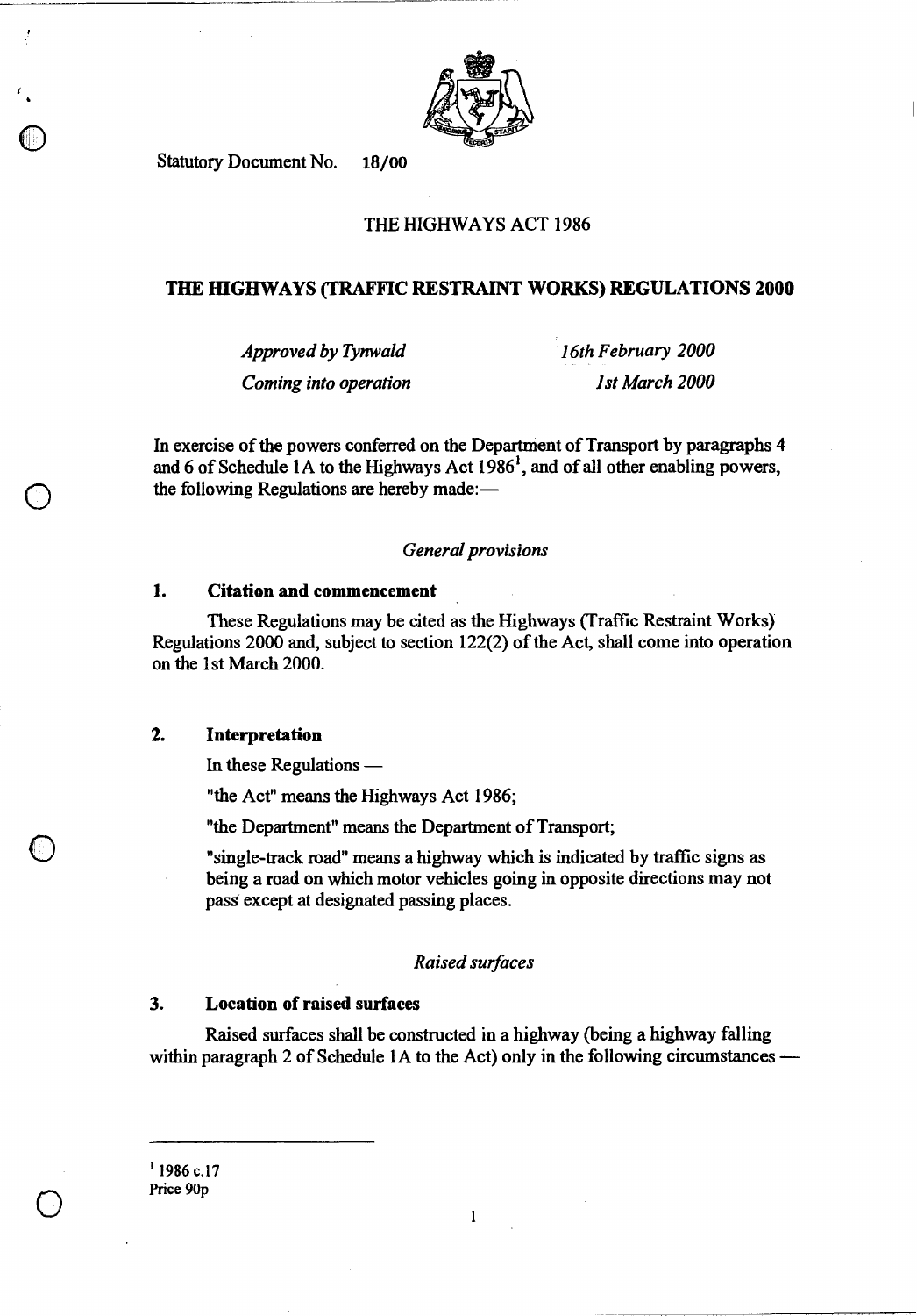Statutory Document No. 18/00

THE HIGHWAYS ACT 1986

# THE HIGHWAYS (TRAFFIC RESTRAINT WORKS) REGULATIONS 2000

| | |
|---|---|
| *Approved by Tynwald* | *16th February 2000* |
| *Coming into operation* | *1st March 2000* |

In exercise of the powers conferred on the Department of Transport by paragraphs 4 and 6 of Schedule 1A to the Highways Act 1986[1], and of all other enabling powers, the following Regulations are hereby made:—

*General provisions*

**1. Citation and commencement**

These Regulations may be cited as the Highways (Traffic Restraint Works) Regulations 2000 and, subject to section 122(2) of the Act, shall come into operation on the 1st March 2000.

**2. Interpretation**

In these Regulations —

"the Act" means the Highways Act 1986;

"the Department" means the Department of Transport;

"single-track road" means a highway which is indicated by traffic signs as being a road on which motor vehicles going in opposite directions may not pass except at designated passing places.

*Raised surfaces*

**3. Location of raised surfaces**

Raised surfaces shall be constructed in a highway (being a highway falling within paragraph 2 of Schedule 1A to the Act) only in the following circumstances —

[1] 1986 c.17

Price 90p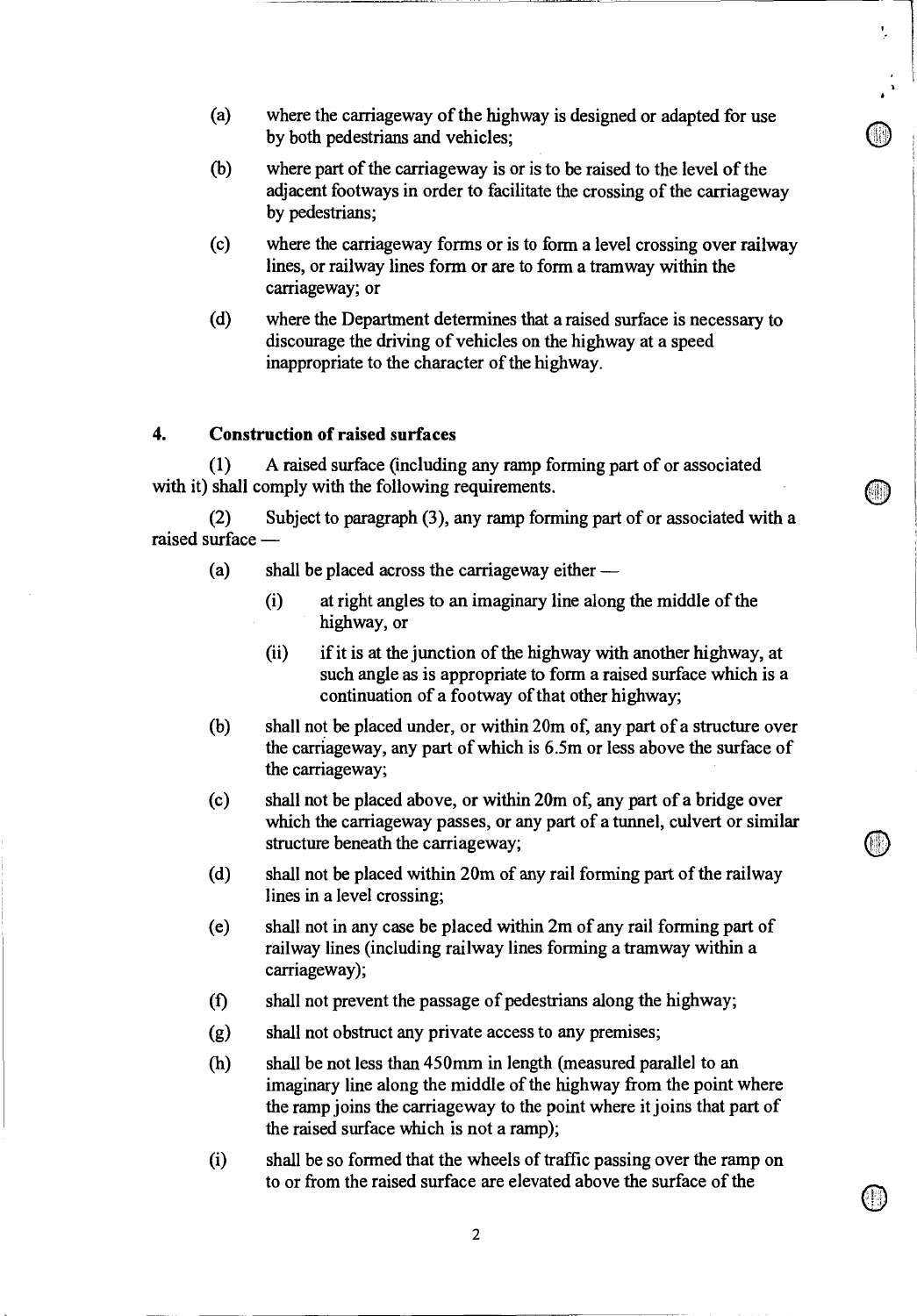(a) where the carriageway of the highway is designed or adapted for use by both pedestrians and vehicles;

(b) where part of the carriageway is or is to be raised to the level of the adjacent footways in order to facilitate the crossing of the carriageway by pedestrians;

(c) where the carriageway forms or is to form a level crossing over railway lines, or railway lines form or are to form a tramway within the carriageway; or

(d) where the Department determines that a raised surface is necessary to discourage the driving of vehicles on the highway at a speed inappropriate to the character of the highway.

## 4. Construction of raised surfaces

(1) A raised surface (including any ramp forming part of or associated with it) shall comply with the following requirements.

(2) Subject to paragraph (3), any ramp forming part of or associated with a raised surface —

(a) shall be placed across the carriageway either —

(i) at right angles to an imaginary line along the middle of the highway, or

(ii) if it is at the junction of the highway with another highway, at such angle as is appropriate to form a raised surface which is a continuation of a footway of that other highway;

(b) shall not be placed under, or within 20m of, any part of a structure over the carriageway, any part of which is 6.5m or less above the surface of the carriageway;

(c) shall not be placed above, or within 20m of, any part of a bridge over which the carriageway passes, or any part of a tunnel, culvert or similar structure beneath the carriageway;

(d) shall not be placed within 20m of any rail forming part of the railway lines in a level crossing;

(e) shall not in any case be placed within 2m of any rail forming part of railway lines (including railway lines forming a tramway within a carriageway);

(f) shall not prevent the passage of pedestrians along the highway;

(g) shall not obstruct any private access to any premises;

(h) shall be not less than 450mm in length (measured parallel to an imaginary line along the middle of the highway from the point where the ramp joins the carriageway to the point where it joins that part of the raised surface which is not a ramp);

(i) shall be so formed that the wheels of traffic passing over the ramp on to or from the raised surface are elevated above the surface of the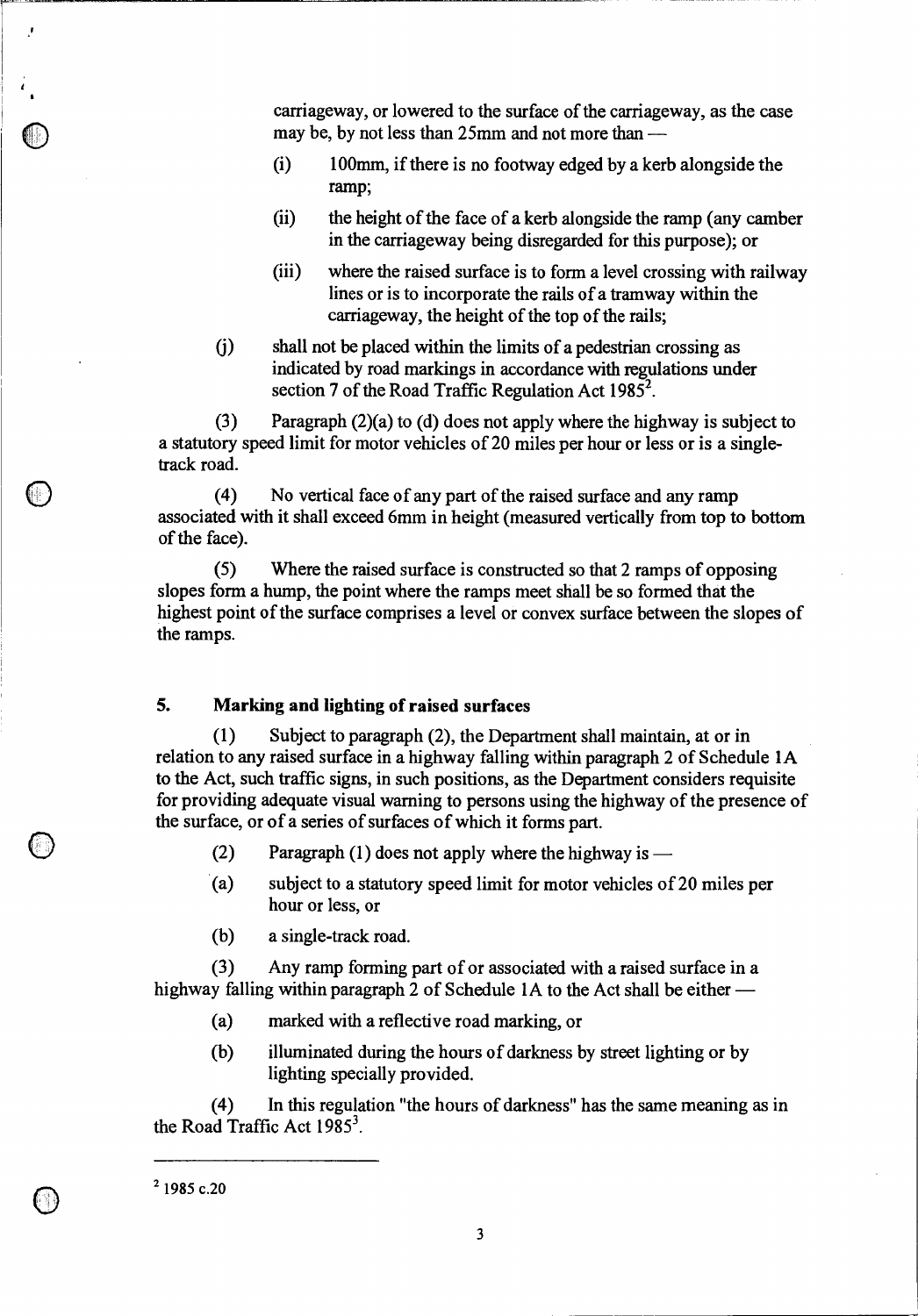carriageway, or lowered to the surface of the carriageway, as the case may be, by not less than 25mm and not more than —

(i) 100mm, if there is no footway edged by a kerb alongside the ramp;

(ii) the height of the face of a kerb alongside the ramp (any camber in the carriageway being disregarded for this purpose); or

(iii) where the raised surface is to form a level crossing with railway lines or is to incorporate the rails of a tramway within the carriageway, the height of the top of the rails;

(j) shall not be placed within the limits of a pedestrian crossing as indicated by road markings in accordance with regulations under section 7 of the Road Traffic Regulation Act 1985[2].

(3) Paragraph (2)(a) to (d) does not apply where the highway is subject to a statutory speed limit for motor vehicles of 20 miles per hour or less or is a single-track road.

(4) No vertical face of any part of the raised surface and any ramp associated with it shall exceed 6mm in height (measured vertically from top to bottom of the face).

(5) Where the raised surface is constructed so that 2 ramps of opposing slopes form a hump, the point where the ramps meet shall be so formed that the highest point of the surface comprises a level or convex surface between the slopes of the ramps.

## 5. Marking and lighting of raised surfaces

(1) Subject to paragraph (2), the Department shall maintain, at or in relation to any raised surface in a highway falling within paragraph 2 of Schedule 1A to the Act, such traffic signs, in such positions, as the Department considers requisite for providing adequate visual warning to persons using the highway of the presence of the surface, or of a series of surfaces of which it forms part.

(2) Paragraph (1) does not apply where the highway is —

(a) subject to a statutory speed limit for motor vehicles of 20 miles per hour or less, or

(b) a single-track road.

(3) Any ramp forming part of or associated with a raised surface in a highway falling within paragraph 2 of Schedule 1A to the Act shall be either —

(a) marked with a reflective road marking, or

(b) illuminated during the hours of darkness by street lighting or by lighting specially provided.

(4) In this regulation "the hours of darkness" has the same meaning as in the Road Traffic Act 1985[3].

---

[2] 1985 c.20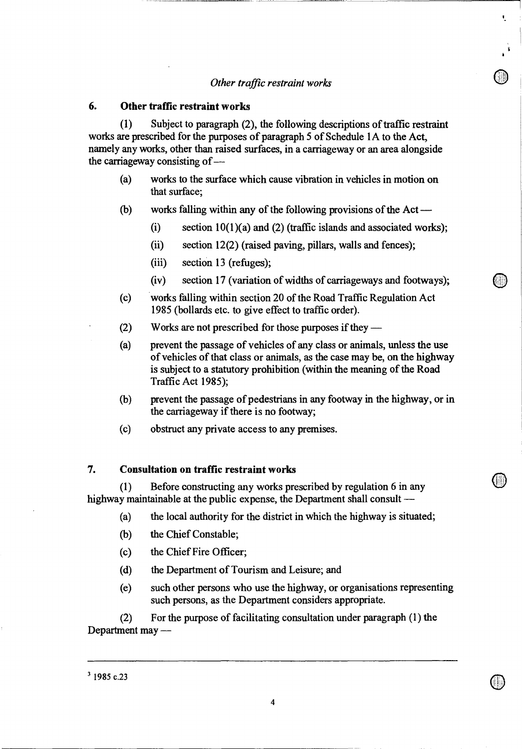*Other traffic restraint works*

## 6. Other traffic restraint works

(1) Subject to paragraph (2), the following descriptions of traffic restraint works are prescribed for the purposes of paragraph 5 of Schedule 1A to the Act, namely any works, other than raised surfaces, in a carriageway or an area alongside the carriageway consisting of —

(a) works to the surface which cause vibration in vehicles in motion on that surface;

(b) works falling within any of the following provisions of the Act —

(i) section 10(1)(a) and (2) (traffic islands and associated works);

(ii) section 12(2) (raised paving, pillars, walls and fences);

(iii) section 13 (refuges);

(iv) section 17 (variation of widths of carriageways and footways);

(c) works falling within section 20 of the Road Traffic Regulation Act 1985 (bollards etc. to give effect to traffic order).

(2) Works are not prescribed for those purposes if they —

(a) prevent the passage of vehicles of any class or animals, unless the use of vehicles of that class or animals, as the case may be, on the highway is subject to a statutory prohibition (within the meaning of the Road Traffic Act 1985);

(b) prevent the passage of pedestrians in any footway in the highway, or in the carriageway if there is no footway;

(c) obstruct any private access to any premises.

## 7. Consultation on traffic restraint works

(1) Before constructing any works prescribed by regulation 6 in any highway maintainable at the public expense, the Department shall consult —

(a) the local authority for the district in which the highway is situated;

(b) the Chief Constable;

(c) the Chief Fire Officer;

(d) the Department of Tourism and Leisure; and

(e) such other persons who use the highway, or organisations representing such persons, as the Department considers appropriate.

(2) For the purpose of facilitating consultation under paragraph (1) the Department may —

---

[3] 1985 c.23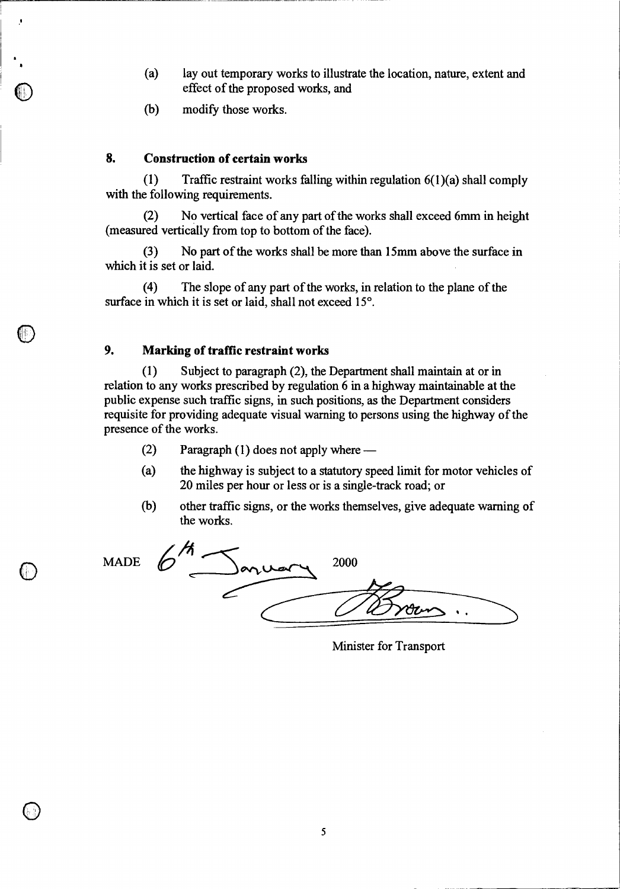(a) lay out temporary works to illustrate the location, nature, extent and effect of the proposed works, and

(b) modify those works.

## 8. Construction of certain works

(1) Traffic restraint works falling within regulation 6(1)(a) shall comply with the following requirements.

(2) No vertical face of any part of the works shall exceed 6mm in height (measured vertically from top to bottom of the face).

(3) No part of the works shall be more than 15mm above the surface in which it is set or laid.

(4) The slope of any part of the works, in relation to the plane of the surface in which it is set or laid, shall not exceed 15°.

## 9. Marking of traffic restraint works

(1) Subject to paragraph (2), the Department shall maintain at or in relation to any works prescribed by regulation 6 in a highway maintainable at the public expense such traffic signs, in such positions, as the Department considers requisite for providing adequate visual warning to persons using the highway of the presence of the works.

(2) Paragraph (1) does not apply where —

(a) the highway is subject to a statutory speed limit for motor vehicles of 20 miles per hour or less or is a single-track road; or

(b) other traffic signs, or the works themselves, give adequate warning of the works.

MADE 6th January 2000

Minister for Transport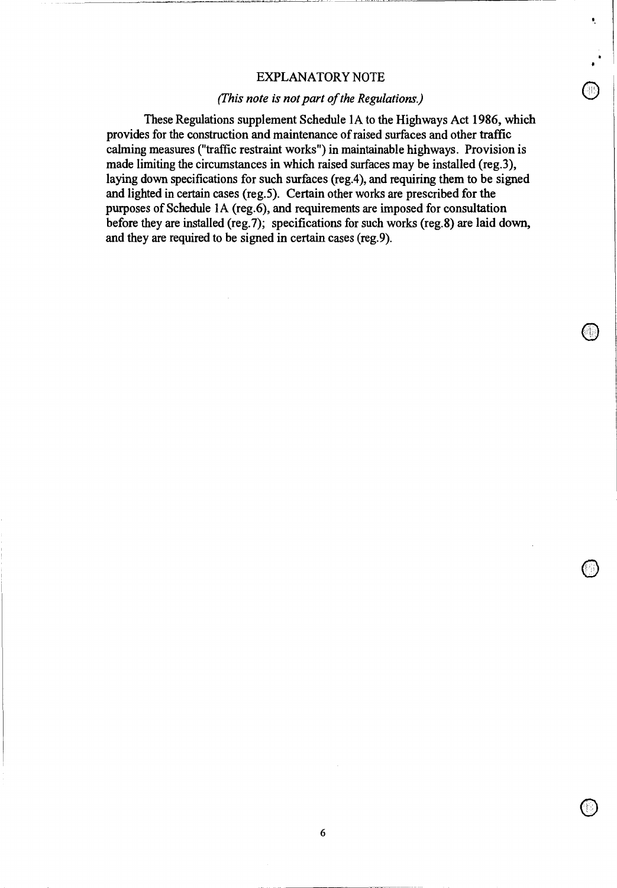# EXPLANATORY NOTE

*(This note is not part of the Regulations.)*

These Regulations supplement Schedule 1A to the Highways Act 1986, which provides for the construction and maintenance of raised surfaces and other traffic calming measures ("traffic restraint works") in maintainable highways. Provision is made limiting the circumstances in which raised surfaces may be installed (reg.3), laying down specifications for such surfaces (reg.4), and requiring them to be signed and lighted in certain cases (reg.5). Certain other works are prescribed for the purposes of Schedule 1A (reg.6), and requirements are imposed for consultation before they are installed (reg.7); specifications for such works (reg.8) are laid down, and they are required to be signed in certain cases (reg.9).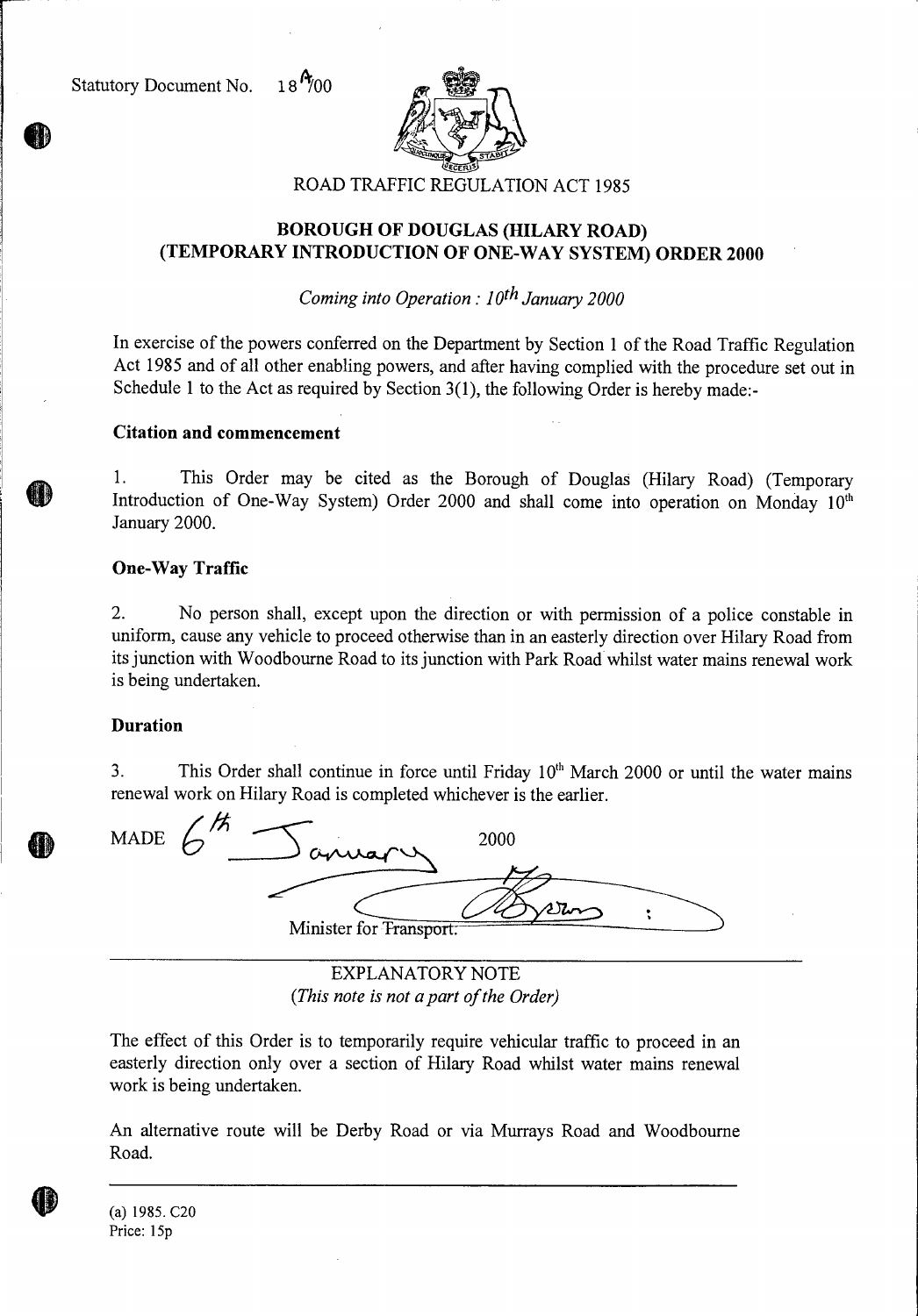Statutory Document No. 18A/00

ROAD TRAFFIC REGULATION ACT 1985

# BOROUGH OF DOUGLAS (HILARY ROAD) (TEMPORARY INTRODUCTION OF ONE-WAY SYSTEM) ORDER 2000

*Coming into Operation : 10th January 2000*

In exercise of the powers conferred on the Department by Section 1 of the Road Traffic Regulation Act 1985 and of all other enabling powers, and after having complied with the procedure set out in Schedule 1 to the Act as required by Section 3(1), the following Order is hereby made:-

### Citation and commencement

1. This Order may be cited as the Borough of Douglas (Hilary Road) (Temporary Introduction of One-Way System) Order 2000 and shall come into operation on Monday 10th January 2000.

### One-Way Traffic

2. No person shall, except upon the direction or with permission of a police constable in uniform, cause any vehicle to proceed otherwise than in an easterly direction over Hilary Road from its junction with Woodbourne Road to its junction with Park Road whilst water mains renewal work is being undertaken.

### Duration

3. This Order shall continue in force until Friday 10th March 2000 or until the water mains renewal work on Hilary Road is completed whichever is the earlier.

MADE 6th January 2000

Minister for Transport.

EXPLANATORY NOTE
*(This note is not a part of the Order)*

The effect of this Order is to temporarily require vehicular traffic to proceed in an easterly direction only over a section of Hilary Road whilst water mains renewal work is being undertaken.

An alternative route will be Derby Road or via Murrays Road and Woodbourne Road.

(a) 1985. C20
Price: 15p